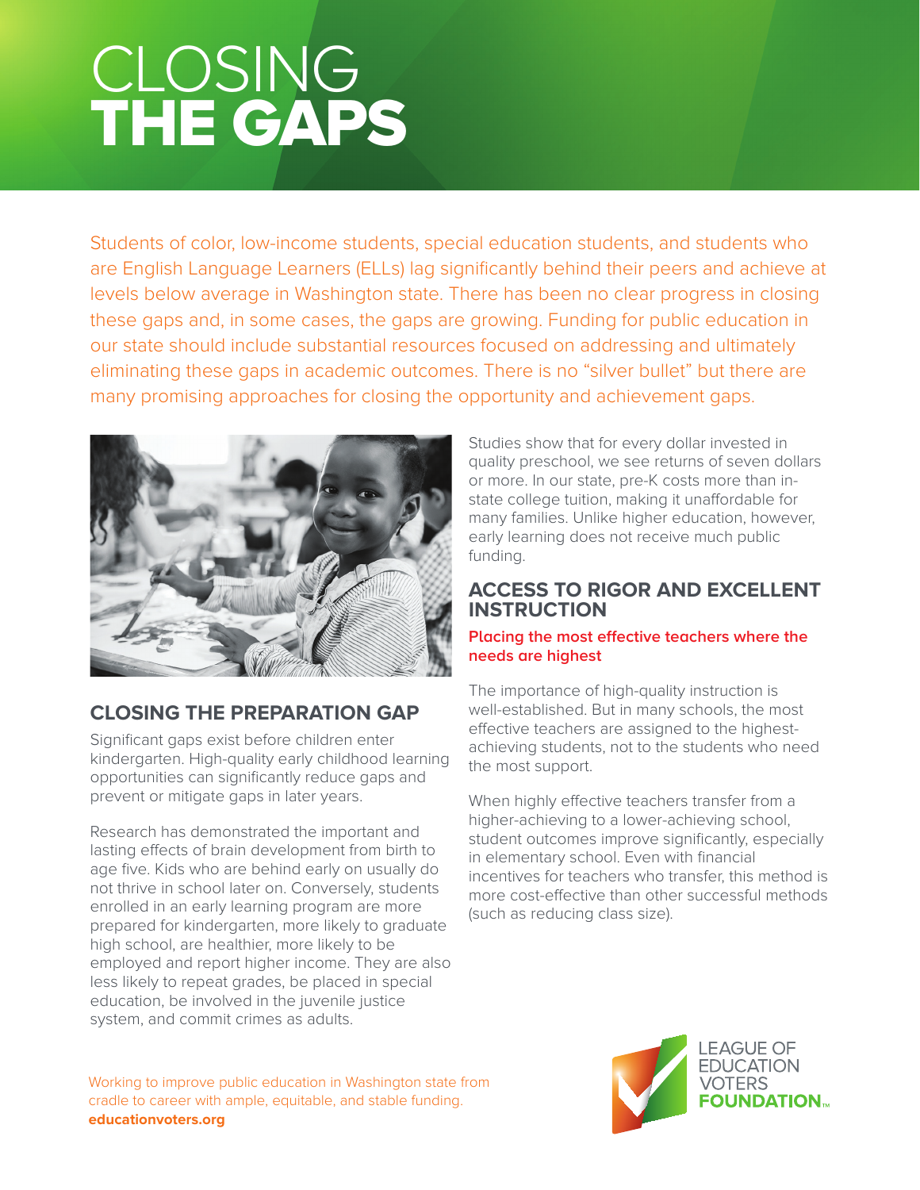# CLOSING THE GAPS

Students of color, low-income students, special education students, and students who are English Language Learners (ELLs) lag significantly behind their peers and achieve at levels below average in Washington state. There has been no clear progress in closing these gaps and, in some cases, the gaps are growing. Funding for public education in our state should include substantial resources focused on addressing and ultimately eliminating these gaps in academic outcomes. There is no "silver bullet" but there are many promising approaches for closing the opportunity and achievement gaps.

## CLOSING THE PREPARATION GAP

Significant gaps exist before children enter kindergarten. High-quality early childhood learning opportunities can significantly reduce gaps and prevent or mitigate gaps in later years.

Research has demonstrated the important and lasting effects of brain development from birth to age five. Kids who are behind early on usually do not thrive in school later on. Conversely, students enrolled in an early learning program are more prepared for kindergarten, more likely to graduate high school, are healthier, more likely to be employed and report higher income. They are also less likely to repeat grades, be placed in special education, be involved in the juvenile justice system, and commit crimes as adults.

Studies show that for every dollar invested in quality preschool, we see returns of seven dollars or more. In our state, pre-K costs more than in-state college tuition, making it unaffordable for many families. Unlike higher education, however, early learning does not receive much public funding.

## ACCESS TO RIGOR AND EXCELLENT INSTRUCTION

**Placing the most effective teachers where the needs are highest**

The importance of high-quality instruction is well-established. But in many schools, the most effective teachers are assigned to the highest-achieving students, not to the students who need the most support.

When highly effective teachers transfer from a higher-achieving to a lower-achieving school, student outcomes improve significantly, especially in elementary school. Even with financial incentives for teachers who transfer, this method is more cost-effective than other successful methods (such as reducing class size).

Working to improve public education in Washington state from cradle to career with ample, equitable, and stable funding.
**educationvoters.org**

LEAGUE OF EDUCATION VOTERS **FOUNDATION**™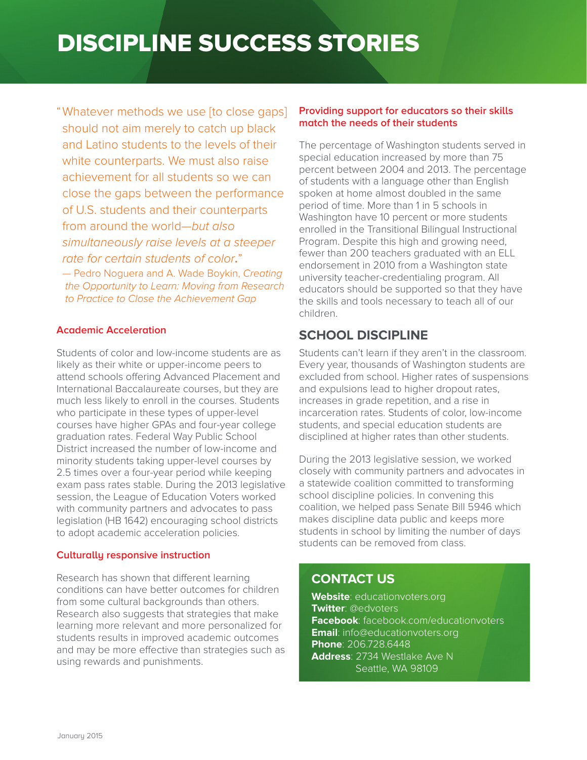# DISCIPLINE SUCCESS STORIES

"Whatever methods we use [to close gaps] should not aim merely to catch up black and Latino students to the levels of their white counterparts. We must also raise achievement for all students so we can close the gaps between the performance of U.S. students and their counterparts from around the world—*but also simultaneously raise levels at a steeper rate for certain students of color*."

— Pedro Noguera and A. Wade Boykin, *Creating the Opportunity to Learn: Moving from Research to Practice to Close the Achievement Gap*

### Academic Acceleration

Students of color and low-income students are as likely as their white or upper-income peers to attend schools offering Advanced Placement and International Baccalaureate courses, but they are much less likely to enroll in the courses. Students who participate in these types of upper-level courses have higher GPAs and four-year college graduation rates. Federal Way Public School District increased the number of low-income and minority students taking upper-level courses by 2.5 times over a four-year period while keeping exam pass rates stable. During the 2013 legislative session, the League of Education Voters worked with community partners and advocates to pass legislation (HB 1642) encouraging school districts to adopt academic acceleration policies.

### Culturally responsive instruction

Research has shown that different learning conditions can have better outcomes for children from some cultural backgrounds than others. Research also suggests that strategies that make learning more relevant and more personalized for students results in improved academic outcomes and may be more effective than strategies such as using rewards and punishments.

### Providing support for educators so their skills match the needs of their students

The percentage of Washington students served in special education increased by more than 75 percent between 2004 and 2013. The percentage of students with a language other than English spoken at home almost doubled in the same period of time. More than 1 in 5 schools in Washington have 10 percent or more students enrolled in the Transitional Bilingual Instructional Program. Despite this high and growing need, fewer than 200 teachers graduated with an ELL endorsement in 2010 from a Washington state university teacher-credentialing program. All educators should be supported so that they have the skills and tools necessary to teach all of our children.

## SCHOOL DISCIPLINE

Students can't learn if they aren't in the classroom. Every year, thousands of Washington students are excluded from school. Higher rates of suspensions and expulsions lead to higher dropout rates, increases in grade repetition, and a rise in incarceration rates. Students of color, low-income students, and special education students are disciplined at higher rates than other students.

During the 2013 legislative session, we worked closely with community partners and advocates in a statewide coalition committed to transforming school discipline policies. In convening this coalition, we helped pass Senate Bill 5946 which makes discipline data public and keeps more students in school by limiting the number of days students can be removed from class.

## CONTACT US

**Website**: educationvoters.org
**Twitter**: @edvoters
**Facebook**: facebook.com/educationvoters
**Email**: info@educationvoters.org
**Phone**: 206.728.6448
**Address**: 2734 Westlake Ave N
Seattle, WA 98109

January 2015